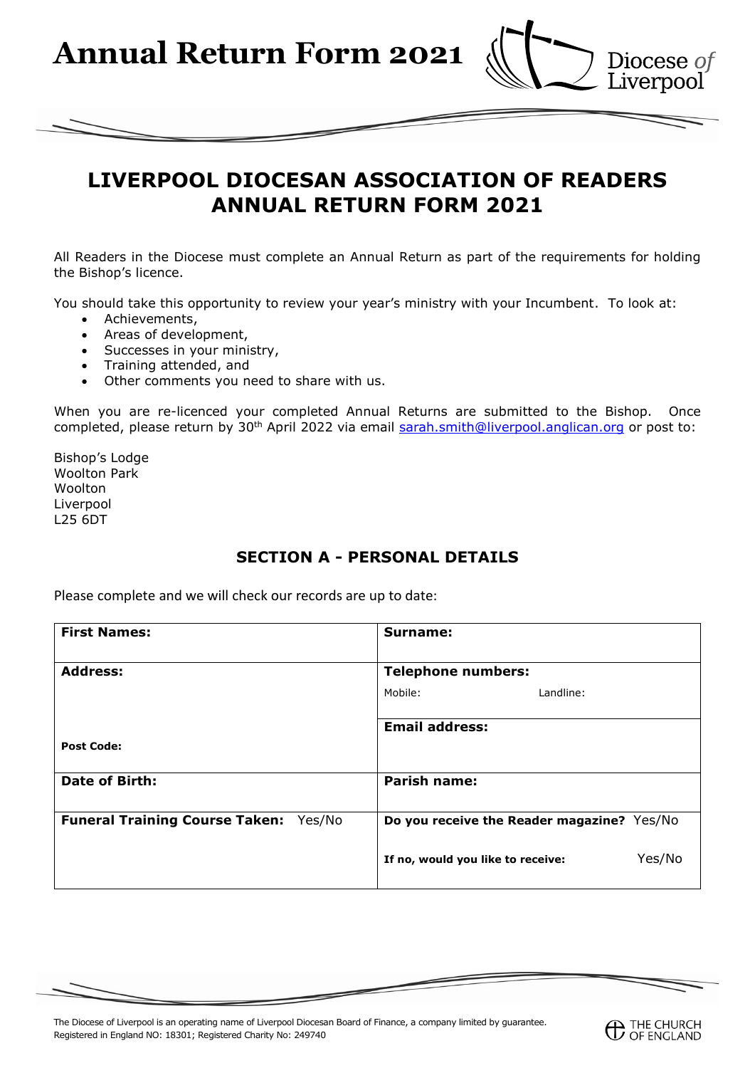# Annual Return Form 2021

Diocese *of* Liverpool

## LIVERPOOL DIOCESAN ASSOCIATION OF READERS ANNUAL RETURN FORM 2021

All Readers in the Diocese must complete an Annual Return as part of the requirements for holding the Bishop's licence.

You should take this opportunity to review your year's ministry with your Incumbent. To look at:

- Achievements,
- Areas of development,
- Successes in your ministry,
- Training attended, and
- Other comments you need to share with us.

When you are re-licenced your completed Annual Returns are submitted to the Bishop. Once completed, please return by 30th April 2022 via email sarah.smith@liverpool.anglican.org or post to:

Bishop's Lodge
Woolton Park
Woolton
Liverpool
L25 6DT

### SECTION A - PERSONAL DETAILS

Please complete and we will check our records are up to date:

| **First Names:** | **Surname:** |
|---|---|
| **Address:**<br><br>**Post Code:** | **Telephone numbers:**<br>Mobile: Landline:<br><br>**Email address:** |
| **Date of Birth:** | **Parish name:** |
| **Funeral Training Course Taken:** Yes/No | **Do you receive the Reader magazine?** Yes/No<br><br>**If no, would you like to receive:** Yes/No |

The Diocese of Liverpool is an operating name of Liverpool Diocesan Board of Finance, a company limited by guarantee.
Registered in England NO: 18301; Registered Charity No: 249740

THE CHURCH OF ENGLAND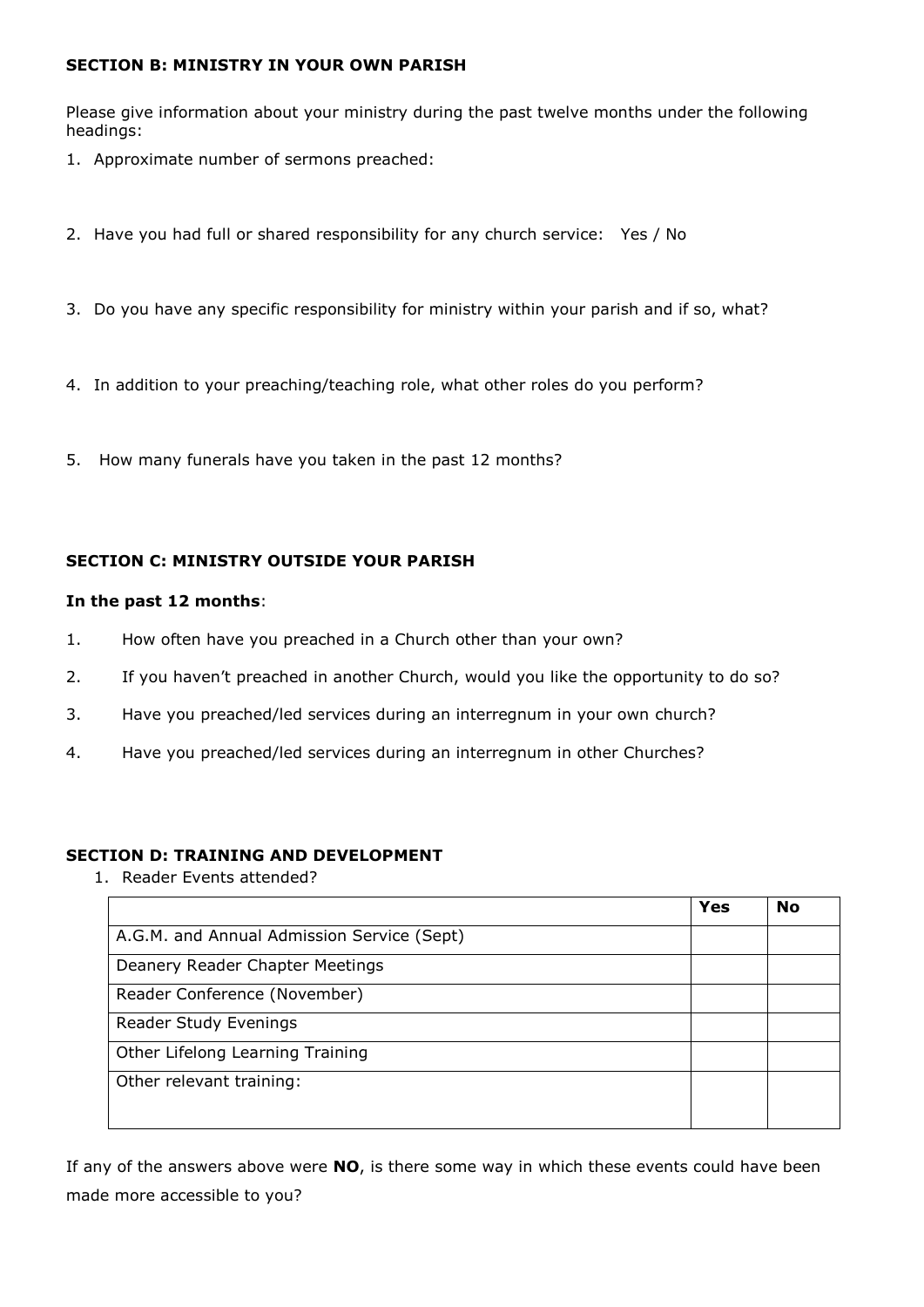### SECTION B: MINISTRY IN YOUR OWN PARISH

Please give information about your ministry during the past twelve months under the following headings:

1. Approximate number of sermons preached:

2. Have you had full or shared responsibility for any church service: Yes / No

3. Do you have any specific responsibility for ministry within your parish and if so, what?

4. In addition to your preaching/teaching role, what other roles do you perform?

5. How many funerals have you taken in the past 12 months?

### SECTION C: MINISTRY OUTSIDE YOUR PARISH

**In the past 12 months**:

1. How often have you preached in a Church other than your own?
2. If you haven't preached in another Church, would you like the opportunity to do so?
3. Have you preached/led services during an interregnum in your own church?
4. Have you preached/led services during an interregnum in other Churches?

### SECTION D: TRAINING AND DEVELOPMENT

1. Reader Events attended?

| | **Yes** | **No** |
|---|---|---|
| A.G.M. and Annual Admission Service (Sept) | | |
| Deanery Reader Chapter Meetings | | |
| Reader Conference (November) | | |
| Reader Study Evenings | | |
| Other Lifelong Learning Training | | |
| Other relevant training: | | |

If any of the answers above were **NO**, is there some way in which these events could have been made more accessible to you?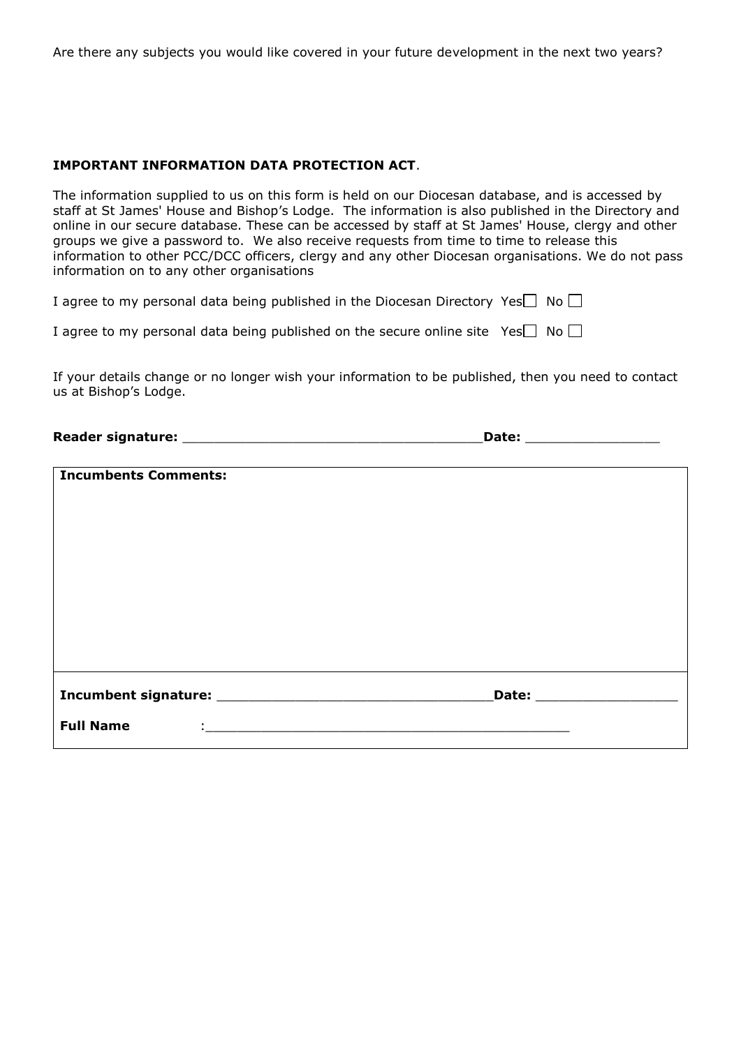Are there any subjects you would like covered in your future development in the next two years?

**IMPORTANT INFORMATION DATA PROTECTION ACT**.

The information supplied to us on this form is held on our Diocesan database, and is accessed by staff at St James' House and Bishop's Lodge. The information is also published in the Directory and online in our secure database. These can be accessed by staff at St James' House, clergy and other groups we give a password to. We also receive requests from time to time to release this information to other PCC/DCC officers, clergy and any other Diocesan organisations. We do not pass information on to any other organisations

I agree to my personal data being published in the Diocesan Directory Yes☐ No ☐

I agree to my personal data being published on the secure online site Yes☐ No ☐

If your details change or no longer wish your information to be published, then you need to contact us at Bishop's Lodge.

**Reader signature:** _____________________________________**Date:** ________________

**Incumbents Comments:**

**Incumbent signature:** ______________________________**Date:** ________________

**Full Name** :___________________________________________